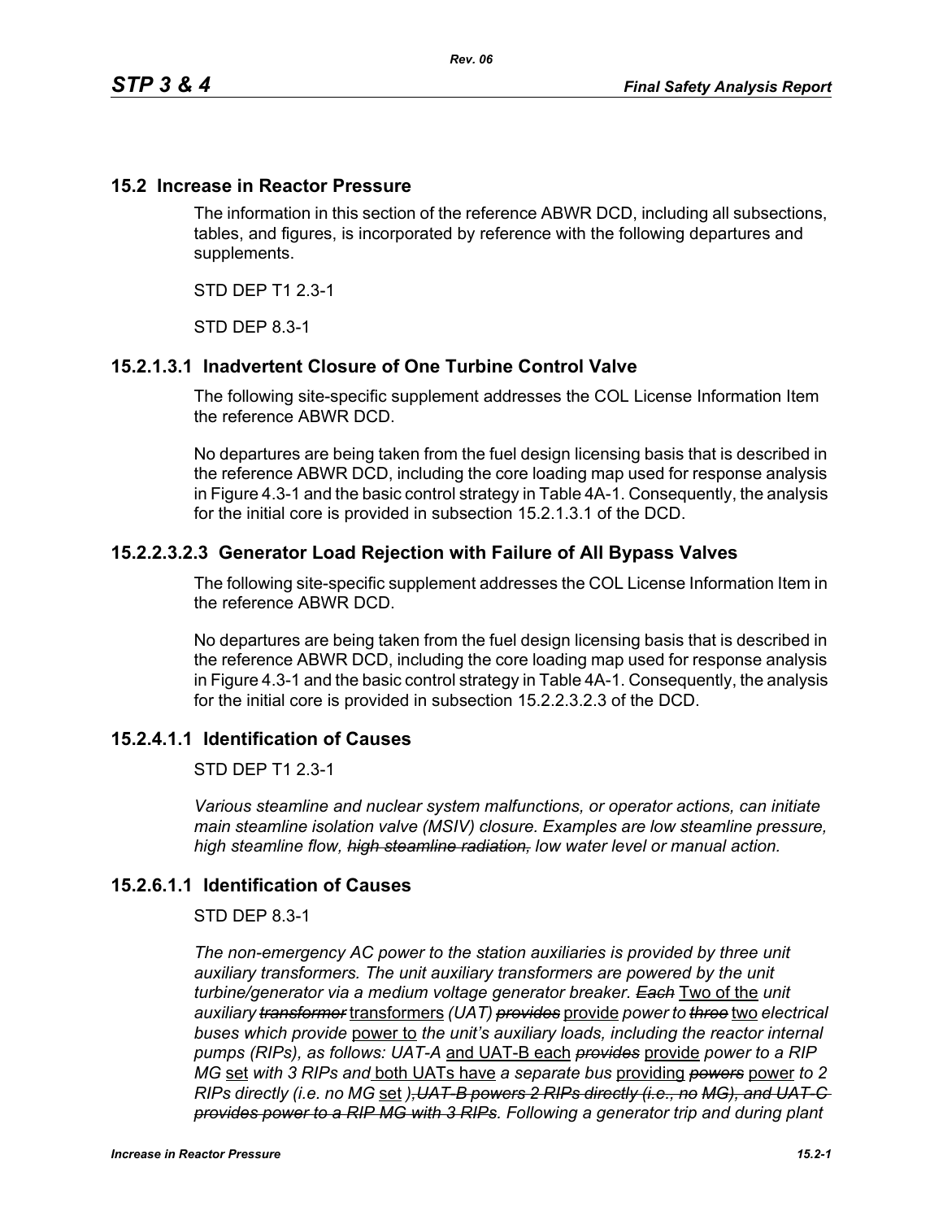## 15.2 Increase in Reactor Pressure

The information in this section of the reference ABWR DCD, including all subsections, tables, and figures, is incorporated by reference with the following departures and supplements.

STD DEP T1 2.3-1

STD DEP 8.3-1

### 15.2.1.3.1 Inadvertent Closure of One Turbine Control Valve

The following site-specific supplement addresses the COL License Information Item the reference ABWR DCD.

No departures are being taken from the fuel design licensing basis that is described in the reference ABWR DCD, including the core loading map used for response analysis in Figure 4.3-1 and the basic control strategy in Table 4A-1. Consequently, the analysis for the initial core is provided in subsection 15.2.1.3.1 of the DCD.

### 15.2.2.3.2.3 Generator Load Rejection with Failure of All Bypass Valves

The following site-specific supplement addresses the COL License Information Item in the reference ABWR DCD.

No departures are being taken from the fuel design licensing basis that is described in the reference ABWR DCD, including the core loading map used for response analysis in Figure 4.3-1 and the basic control strategy in Table 4A-1. Consequently, the analysis for the initial core is provided in subsection 15.2.2.3.2.3 of the DCD.

### 15.2.4.1.1 Identification of Causes

STD DEP T1 2.3-1

*Various steamline and nuclear system malfunctions, or operator actions, can initiate main steamline isolation valve (MSIV) closure. Examples are low steamline pressure, high steamline flow, ~~high steamline radiation,~~ low water level or manual action.*

### 15.2.6.1.1 Identification of Causes

STD DEP 8.3-1

*The non-emergency AC power to the station auxiliaries is provided by three unit auxiliary transformers. The unit auxiliary transformers are powered by the unit turbine/generator via a medium voltage generator breaker. ~~Each~~* <u>Two of the</u> *unit auxiliary ~~transformer~~* <u>transformers</u> *(UAT) ~~provides~~* <u>provide</u> *power to ~~three~~* <u>two</u> *electrical buses which provide* <u>power to</u> *the unit's auxiliary loads, including the reactor internal pumps (RIPs), as follows: UAT-A* <u>and UAT-B each</u> *~~provides~~* <u>provide</u> *power to a RIP MG* <u>set</u> *with 3 RIPs and* <u>both UATs have</u> *a separate bus* <u>providing</u> *~~powers~~* <u>power</u> *to 2 RIPs directly (i.e. no MG* <u>set</u> *)~~, UAT-B powers 2 RIPs directly (i.e., no MG), and UAT-C provides power to a RIP MG with 3 RIPs~~. Following a generator trip and during plant*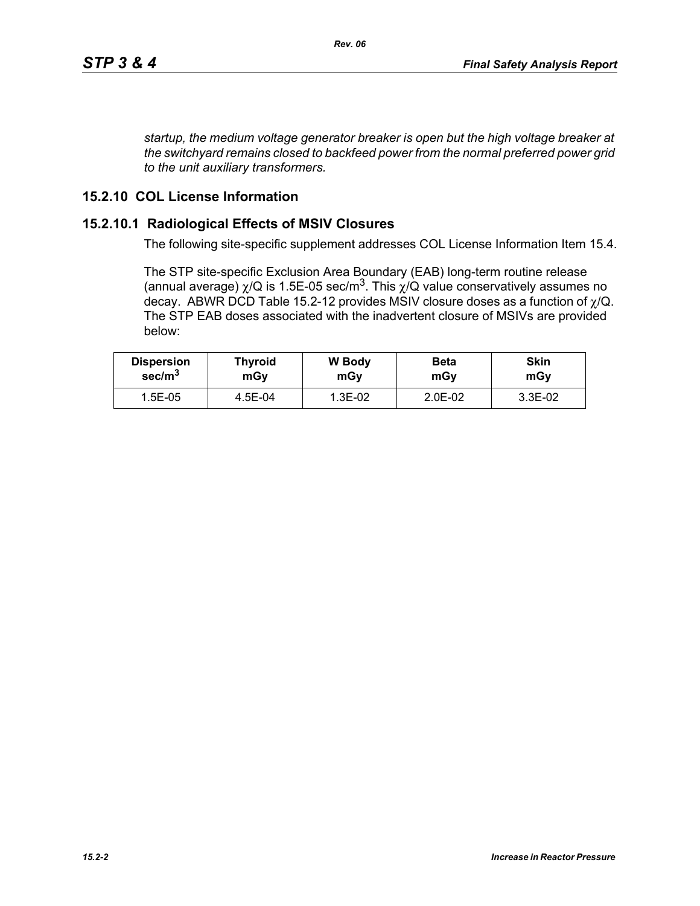*startup, the medium voltage generator breaker is open but the high voltage breaker at the switchyard remains closed to backfeed power from the normal preferred power grid to the unit auxiliary transformers.*

## 15.2.10 COL License Information

### 15.2.10.1 Radiological Effects of MSIV Closures

The following site-specific supplement addresses COL License Information Item 15.4.

The STP site-specific Exclusion Area Boundary (EAB) long-term routine release (annual average) $\chi/Q$ is 1.5E-05 sec/m$^3$. This $\chi/Q$ value conservatively assumes no decay. ABWR DCD Table 15.2-12 provides MSIV closure doses as a function of $\chi/Q$. The STP EAB doses associated with the inadvertent closure of MSIVs are provided below:

| Dispersion sec/m$^3$ | Thyroid mGy | W Body mGy | Beta mGy | Skin mGy |
|---|---|---|---|---|
| 1.5E-05 | 4.5E-04 | 1.3E-02 | 2.0E-02 | 3.3E-02 |